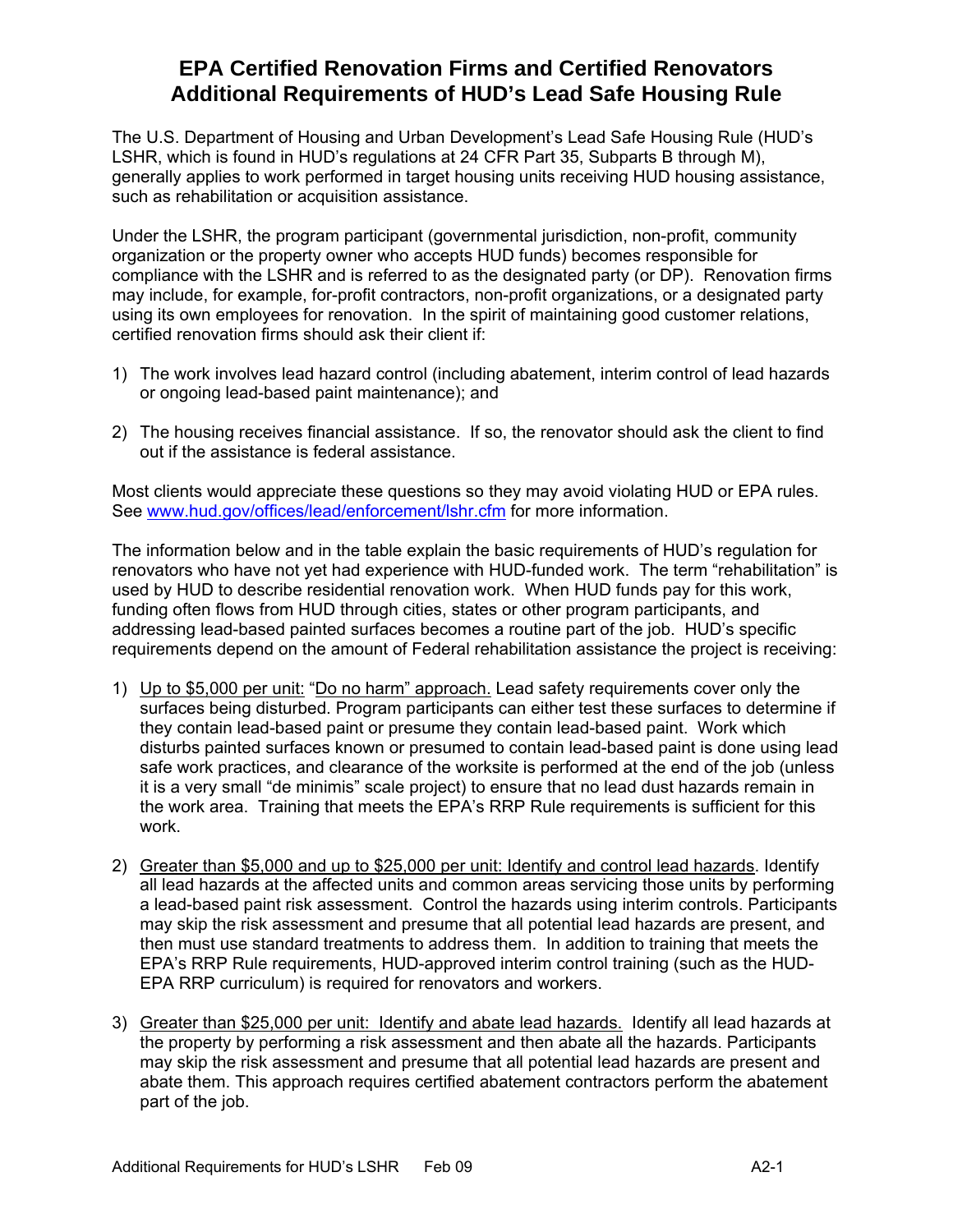# EPA Certified Renovation Firms and Certified Renovators Additional Requirements of HUD's Lead Safe Housing Rule

The U.S. Department of Housing and Urban Development's Lead Safe Housing Rule (HUD's LSHR, which is found in HUD's regulations at 24 CFR Part 35, Subparts B through M), generally applies to work performed in target housing units receiving HUD housing assistance, such as rehabilitation or acquisition assistance.

Under the LSHR, the program participant (governmental jurisdiction, non-profit, community organization or the property owner who accepts HUD funds) becomes responsible for compliance with the LSHR and is referred to as the designated party (or DP). Renovation firms may include, for example, for-profit contractors, non-profit organizations, or a designated party using its own employees for renovation. In the spirit of maintaining good customer relations, certified renovation firms should ask their client if:

1) The work involves lead hazard control (including abatement, interim control of lead hazards or ongoing lead-based paint maintenance); and

2) The housing receives financial assistance. If so, the renovator should ask the client to find out if the assistance is federal assistance.

Most clients would appreciate these questions so they may avoid violating HUD or EPA rules. See www.hud.gov/offices/lead/enforcement/lshr.cfm for more information.

The information below and in the table explain the basic requirements of HUD's regulation for renovators who have not yet had experience with HUD-funded work. The term "rehabilitation" is used by HUD to describe residential renovation work. When HUD funds pay for this work, funding often flows from HUD through cities, states or other program participants, and addressing lead-based painted surfaces becomes a routine part of the job. HUD's specific requirements depend on the amount of Federal rehabilitation assistance the project is receiving:

1) Up to $5,000 per unit: "Do no harm" approach. Lead safety requirements cover only the surfaces being disturbed. Program participants can either test these surfaces to determine if they contain lead-based paint or presume they contain lead-based paint. Work which disturbs painted surfaces known or presumed to contain lead-based paint is done using lead safe work practices, and clearance of the worksite is performed at the end of the job (unless it is a very small "de minimis" scale project) to ensure that no lead dust hazards remain in the work area. Training that meets the EPA's RRP Rule requirements is sufficient for this work.

2) Greater than $5,000 and up to $25,000 per unit: Identify and control lead hazards. Identify all lead hazards at the affected units and common areas servicing those units by performing a lead-based paint risk assessment. Control the hazards using interim controls. Participants may skip the risk assessment and presume that all potential lead hazards are present, and then must use standard treatments to address them. In addition to training that meets the EPA's RRP Rule requirements, HUD-approved interim control training (such as the HUD-EPA RRP curriculum) is required for renovators and workers.

3) Greater than $25,000 per unit: Identify and abate lead hazards. Identify all lead hazards at the property by performing a risk assessment and then abate all the hazards. Participants may skip the risk assessment and presume that all potential lead hazards are present and abate them. This approach requires certified abatement contractors perform the abatement part of the job.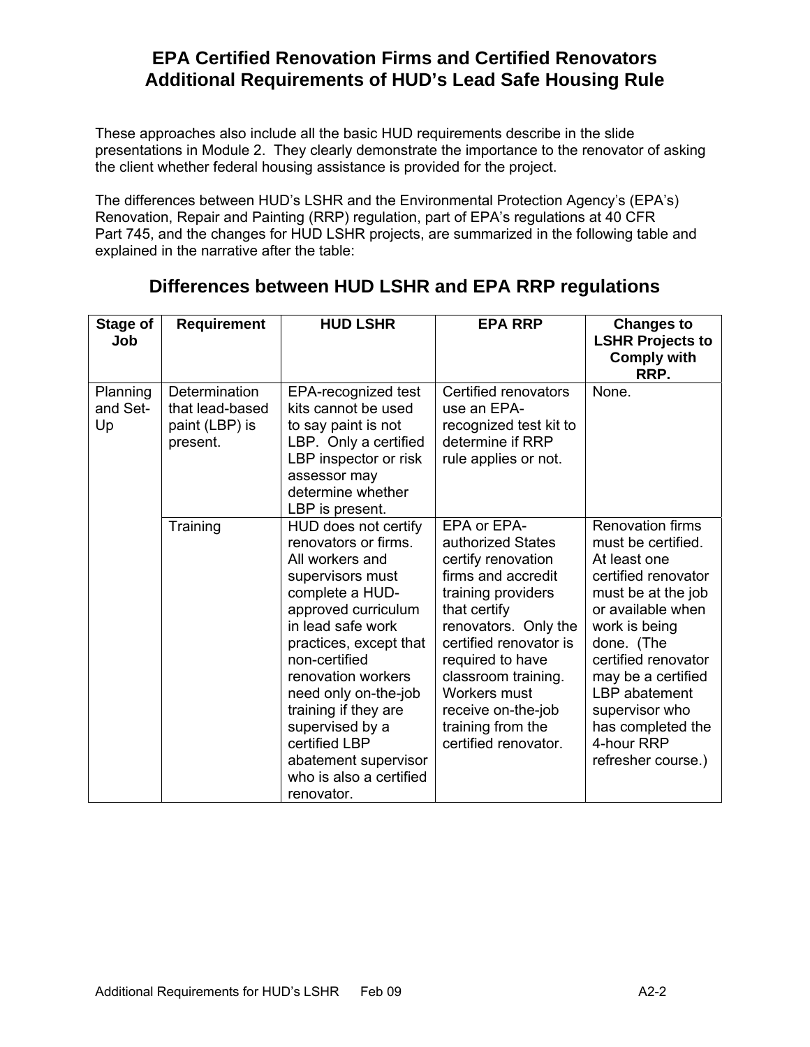# EPA Certified Renovation Firms and Certified Renovators Additional Requirements of HUD's Lead Safe Housing Rule

These approaches also include all the basic HUD requirements describe in the slide presentations in Module 2. They clearly demonstrate the importance to the renovator of asking the client whether federal housing assistance is provided for the project.

The differences between HUD's LSHR and the Environmental Protection Agency's (EPA's) Renovation, Repair and Painting (RRP) regulation, part of EPA's regulations at 40 CFR Part 745, and the changes for HUD LSHR projects, are summarized in the following table and explained in the narrative after the table:

## Differences between HUD LSHR and EPA RRP regulations

| Stage of Job | Requirement | HUD LSHR | EPA RRP | Changes to LSHR Projects to Comply with RRP. |
|---|---|---|---|---|
| Planning and Set-Up | Determination that lead-based paint (LBP) is present. | EPA-recognized test kits cannot be used to say paint is not LBP. Only a certified LBP inspector or risk assessor may determine whether LBP is present. | Certified renovators use an EPA-recognized test kit to determine if RRP rule applies or not. | None. |
| | Training | HUD does not certify renovators or firms. All workers and supervisors must complete a HUD-approved curriculum in lead safe work practices, except that non-certified renovation workers need only on-the-job training if they are supervised by a certified LBP abatement supervisor who is also a certified renovator. | EPA or EPA-authorized States certify renovation firms and accredit training providers that certify renovators. Only the certified renovator is required to have classroom training. Workers must receive on-the-job training from the certified renovator. | Renovation firms must be certified. At least one certified renovator must be at the job or available when work is being done. (The certified renovator may be a certified LBP abatement supervisor who has completed the 4-hour RRP refresher course.) |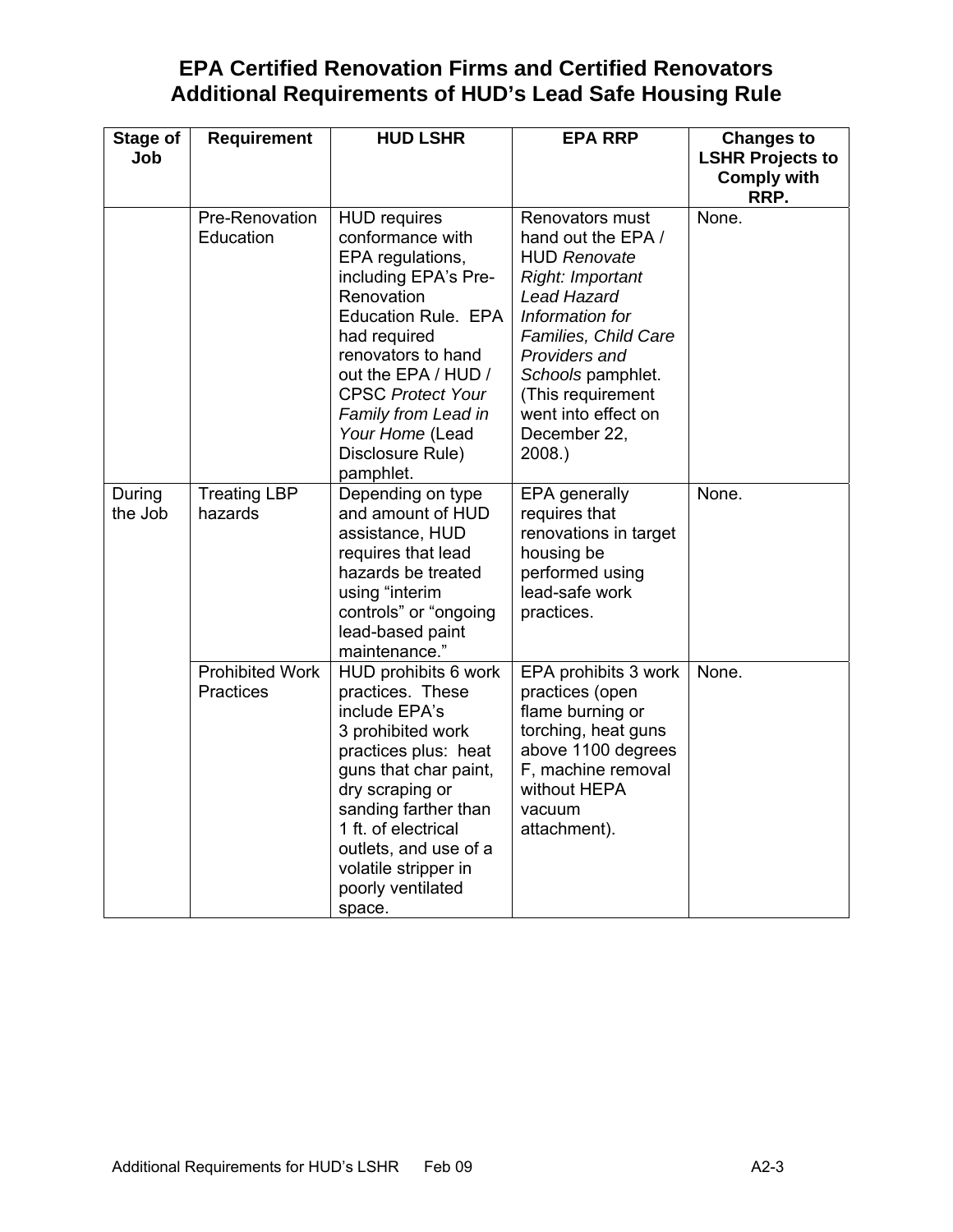# EPA Certified Renovation Firms and Certified Renovators Additional Requirements of HUD's Lead Safe Housing Rule

| Stage of Job | Requirement | HUD LSHR | EPA RRP | Changes to LSHR Projects to Comply with RRP. |
|---|---|---|---|---|
| | Pre-Renovation Education | HUD requires conformance with EPA regulations, including EPA's Pre-Renovation Education Rule. EPA had required renovators to hand out the EPA / HUD / CPSC *Protect Your Family from Lead in Your Home* (Lead Disclosure Rule) pamphlet. | Renovators must hand out the EPA / HUD *Renovate Right: Important Lead Hazard Information for Families, Child Care Providers and Schools* pamphlet. (This requirement went into effect on December 22, 2008.) | None. |
| During the Job | Treating LBP hazards | Depending on type and amount of HUD assistance, HUD requires that lead hazards be treated using "interim controls" or "ongoing lead-based paint maintenance." | EPA generally requires that renovations in target housing be performed using lead-safe work practices. | None. |
| | Prohibited Work Practices | HUD prohibits 6 work practices. These include EPA's 3 prohibited work practices plus: heat guns that char paint, dry scraping or sanding farther than 1 ft. of electrical outlets, and use of a volatile stripper in poorly ventilated space. | EPA prohibits 3 work practices (open flame burning or torching, heat guns above 1100 degrees F, machine removal without HEPA vacuum attachment). | None. |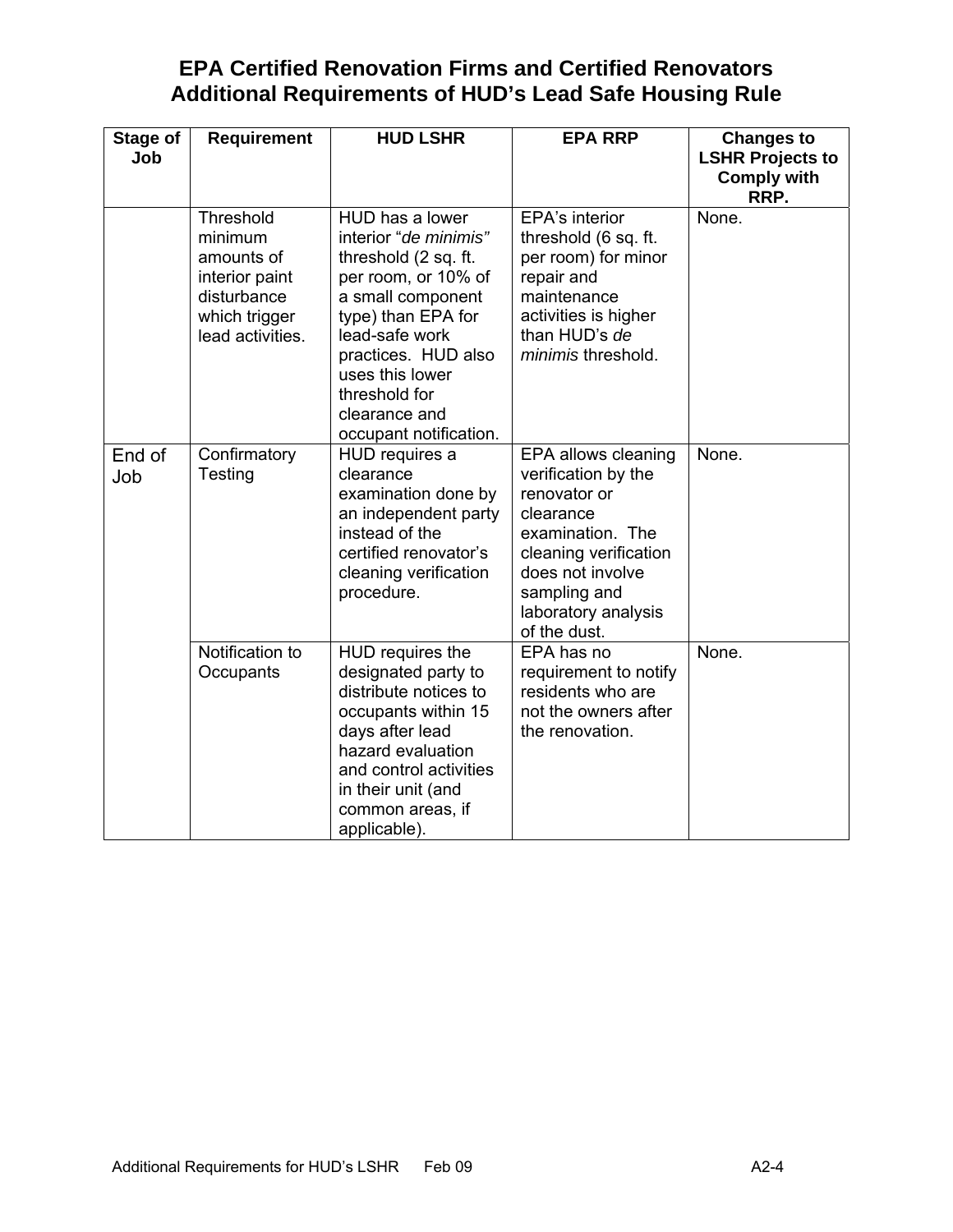# EPA Certified Renovation Firms and Certified Renovators
# Additional Requirements of HUD's Lead Safe Housing Rule

| Stage of Job | Requirement | HUD LSHR | EPA RRP | Changes to LSHR Projects to Comply with RRP. |
|---|---|---|---|---|
| | Threshold minimum amounts of interior paint disturbance which trigger lead activities. | HUD has a lower interior "*de minimis"* threshold (2 sq. ft. per room, or 10% of a small component type) than EPA for lead-safe work practices. HUD also uses this lower threshold for clearance and occupant notification. | EPA's interior threshold (6 sq. ft. per room) for minor repair and maintenance activities is higher than HUD's *de minimis* threshold. | None. |
| End of Job | Confirmatory Testing | HUD requires a clearance examination done by an independent party instead of the certified renovator's cleaning verification procedure. | EPA allows cleaning verification by the renovator or clearance examination. The cleaning verification does not involve sampling and laboratory analysis of the dust. | None. |
| | Notification to Occupants | HUD requires the designated party to distribute notices to occupants within 15 days after lead hazard evaluation and control activities in their unit (and common areas, if applicable). | EPA has no requirement to notify residents who are not the owners after the renovation. | None. |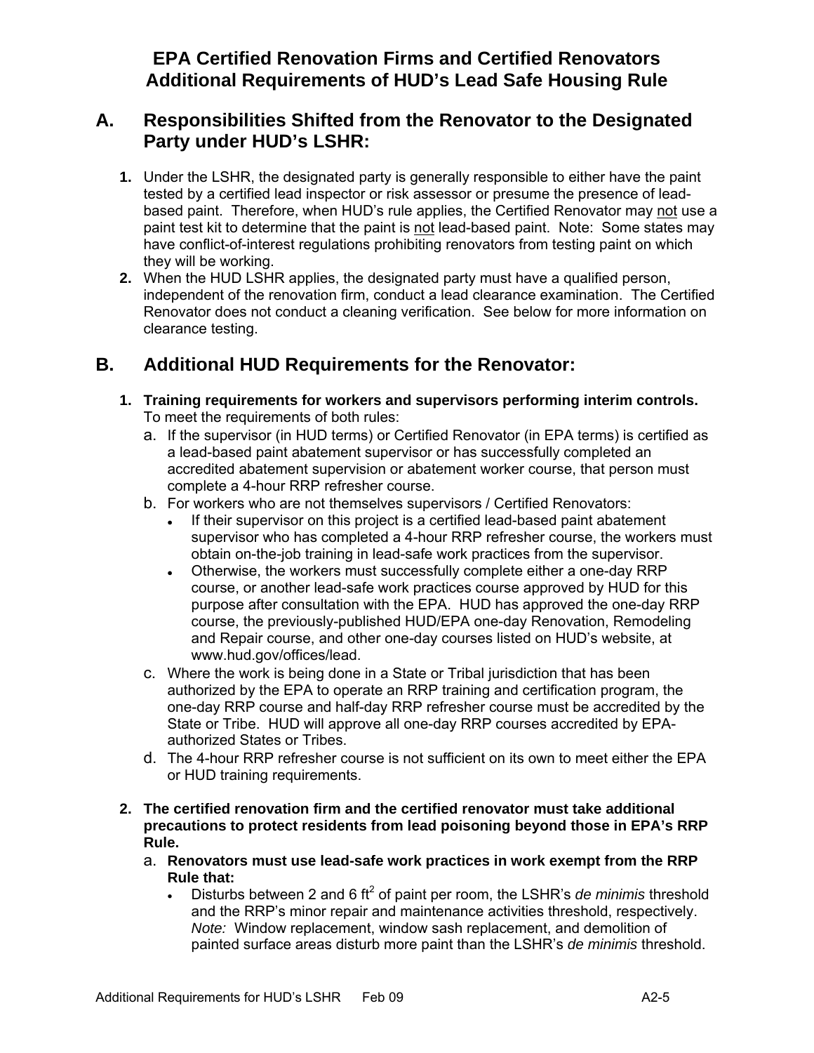# EPA Certified Renovation Firms and Certified Renovators Additional Requirements of HUD's Lead Safe Housing Rule

## A. Responsibilities Shifted from the Renovator to the Designated Party under HUD's LSHR:

1. Under the LSHR, the designated party is generally responsible to either have the paint tested by a certified lead inspector or risk assessor or presume the presence of lead-based paint. Therefore, when HUD's rule applies, the Certified Renovator may not use a paint test kit to determine that the paint is not lead-based paint. Note: Some states may have conflict-of-interest regulations prohibiting renovators from testing paint on which they will be working.
2. When the HUD LSHR applies, the designated party must have a qualified person, independent of the renovation firm, conduct a lead clearance examination. The Certified Renovator does not conduct a cleaning verification. See below for more information on clearance testing.

## B. Additional HUD Requirements for the Renovator:

1. **Training requirements for workers and supervisors performing interim controls.** To meet the requirements of both rules:
   a. If the supervisor (in HUD terms) or Certified Renovator (in EPA terms) is certified as a lead-based paint abatement supervisor or has successfully completed an accredited abatement supervision or abatement worker course, that person must complete a 4-hour RRP refresher course.
   b. For workers who are not themselves supervisors / Certified Renovators:
      - If their supervisor on this project is a certified lead-based paint abatement supervisor who has completed a 4-hour RRP refresher course, the workers must obtain on-the-job training in lead-safe work practices from the supervisor.
      - Otherwise, the workers must successfully complete either a one-day RRP course, or another lead-safe work practices course approved by HUD for this purpose after consultation with the EPA. HUD has approved the one-day RRP course, the previously-published HUD/EPA one-day Renovation, Remodeling and Repair course, and other one-day courses listed on HUD's website, at www.hud.gov/offices/lead.
   c. Where the work is being done in a State or Tribal jurisdiction that has been authorized by the EPA to operate an RRP training and certification program, the one-day RRP course and half-day RRP refresher course must be accredited by the State or Tribe. HUD will approve all one-day RRP courses accredited by EPA-authorized States or Tribes.
   d. The 4-hour RRP refresher course is not sufficient on its own to meet either the EPA or HUD training requirements.

2. **The certified renovation firm and the certified renovator must take additional precautions to protect residents from lead poisoning beyond those in EPA's RRP Rule.**
   a. **Renovators must use lead-safe work practices in work exempt from the RRP Rule that:**
      - Disturbs between 2 and 6 $ft^2$ of paint per room, the LSHR's *de minimis* threshold and the RRP's minor repair and maintenance activities threshold, respectively. *Note:* Window replacement, window sash replacement, and demolition of painted surface areas disturb more paint than the LSHR's *de minimis* threshold.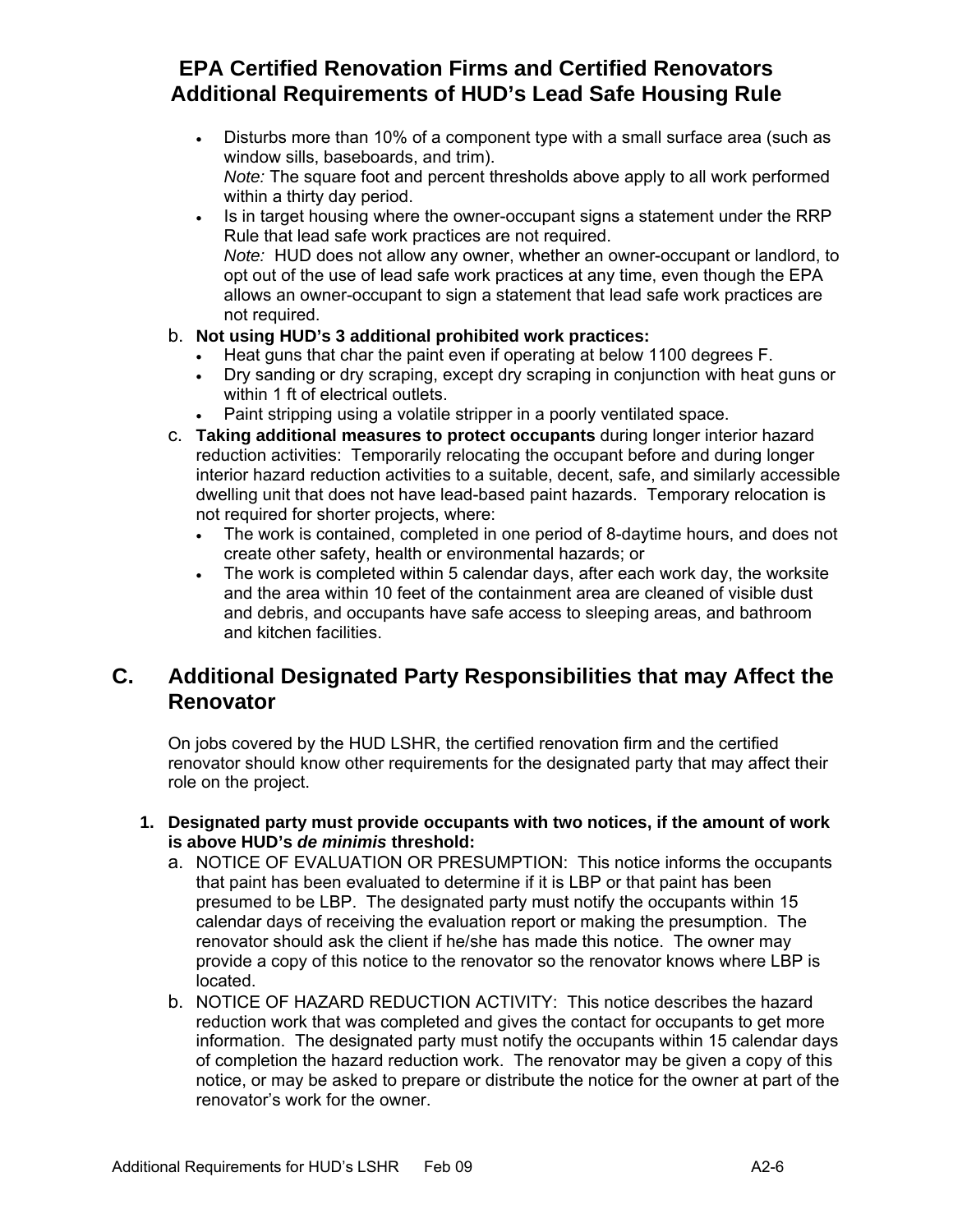# EPA Certified Renovation Firms and Certified Renovators Additional Requirements of HUD's Lead Safe Housing Rule

- Disturbs more than 10% of a component type with a small surface area (such as window sills, baseboards, and trim).
  *Note:* The square foot and percent thresholds above apply to all work performed within a thirty day period.
- Is in target housing where the owner-occupant signs a statement under the RRP Rule that lead safe work practices are not required.
  *Note:* HUD does not allow any owner, whether an owner-occupant or landlord, to opt out of the use of lead safe work practices at any time, even though the EPA allows an owner-occupant to sign a statement that lead safe work practices are not required.

b. **Not using HUD's 3 additional prohibited work practices:**
   - Heat guns that char the paint even if operating at below 1100 degrees F.
   - Dry sanding or dry scraping, except dry scraping in conjunction with heat guns or within 1 ft of electrical outlets.
   - Paint stripping using a volatile stripper in a poorly ventilated space.

c. **Taking additional measures to protect occupants** during longer interior hazard reduction activities: Temporarily relocating the occupant before and during longer interior hazard reduction activities to a suitable, decent, safe, and similarly accessible dwelling unit that does not have lead-based paint hazards. Temporary relocation is not required for shorter projects, where:
   - The work is contained, completed in one period of 8-daytime hours, and does not create other safety, health or environmental hazards; or
   - The work is completed within 5 calendar days, after each work day, the worksite and the area within 10 feet of the containment area are cleaned of visible dust and debris, and occupants have safe access to sleeping areas, and bathroom and kitchen facilities.

## C. Additional Designated Party Responsibilities that may Affect the Renovator

On jobs covered by the HUD LSHR, the certified renovation firm and the certified renovator should know other requirements for the designated party that may affect their role on the project.

**1. Designated party must provide occupants with two notices, if the amount of work is above HUD's *de minimis* threshold:**

a. NOTICE OF EVALUATION OR PRESUMPTION: This notice informs the occupants that paint has been evaluated to determine if it is LBP or that paint has been presumed to be LBP. The designated party must notify the occupants within 15 calendar days of receiving the evaluation report or making the presumption. The renovator should ask the client if he/she has made this notice. The owner may provide a copy of this notice to the renovator so the renovator knows where LBP is located.

b. NOTICE OF HAZARD REDUCTION ACTIVITY: This notice describes the hazard reduction work that was completed and gives the contact for occupants to get more information. The designated party must notify the occupants within 15 calendar days of completion the hazard reduction work. The renovator may be given a copy of this notice, or may be asked to prepare or distribute the notice for the owner at part of the renovator's work for the owner.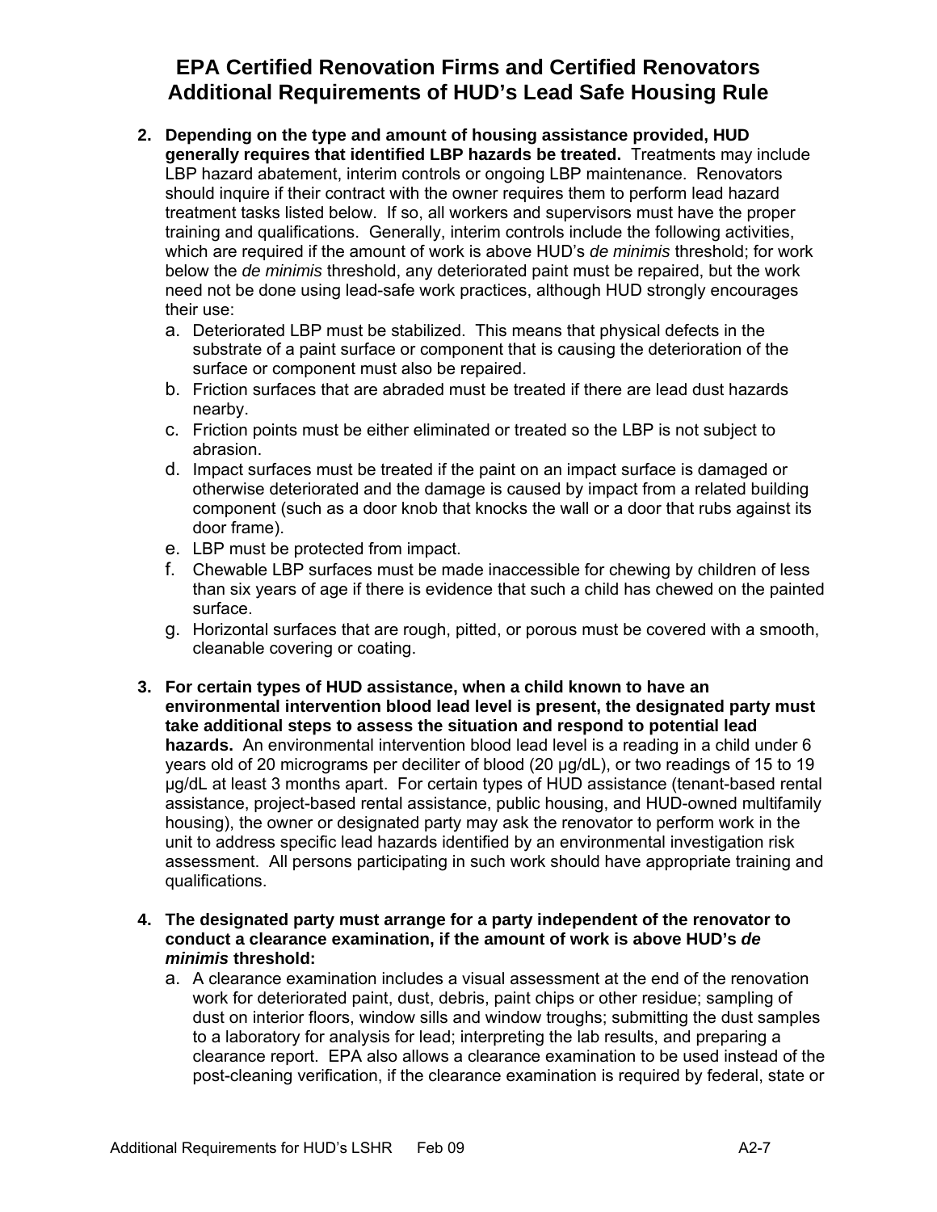# EPA Certified Renovation Firms and Certified Renovators Additional Requirements of HUD's Lead Safe Housing Rule

2. **Depending on the type and amount of housing assistance provided, HUD generally requires that identified LBP hazards be treated.** Treatments may include LBP hazard abatement, interim controls or ongoing LBP maintenance. Renovators should inquire if their contract with the owner requires them to perform lead hazard treatment tasks listed below. If so, all workers and supervisors must have the proper training and qualifications. Generally, interim controls include the following activities, which are required if the amount of work is above HUD's *de minimis* threshold; for work below the *de minimis* threshold, any deteriorated paint must be repaired, but the work need not be done using lead-safe work practices, although HUD strongly encourages their use:
   a. Deteriorated LBP must be stabilized. This means that physical defects in the substrate of a paint surface or component that is causing the deterioration of the surface or component must also be repaired.
   b. Friction surfaces that are abraded must be treated if there are lead dust hazards nearby.
   c. Friction points must be either eliminated or treated so the LBP is not subject to abrasion.
   d. Impact surfaces must be treated if the paint on an impact surface is damaged or otherwise deteriorated and the damage is caused by impact from a related building component (such as a door knob that knocks the wall or a door that rubs against its door frame).
   e. LBP must be protected from impact.
   f. Chewable LBP surfaces must be made inaccessible for chewing by children of less than six years of age if there is evidence that such a child has chewed on the painted surface.
   g. Horizontal surfaces that are rough, pitted, or porous must be covered with a smooth, cleanable covering or coating.

3. **For certain types of HUD assistance, when a child known to have an environmental intervention blood lead level is present, the designated party must take additional steps to assess the situation and respond to potential lead hazards.** An environmental intervention blood lead level is a reading in a child under 6 years old of 20 micrograms per deciliter of blood (20 µg/dL), or two readings of 15 to 19 µg/dL at least 3 months apart. For certain types of HUD assistance (tenant-based rental assistance, project-based rental assistance, public housing, and HUD-owned multifamily housing), the owner or designated party may ask the renovator to perform work in the unit to address specific lead hazards identified by an environmental investigation risk assessment. All persons participating in such work should have appropriate training and qualifications.

4. **The designated party must arrange for a party independent of the renovator to conduct a clearance examination, if the amount of work is above HUD's *de minimis* threshold:**
   a. A clearance examination includes a visual assessment at the end of the renovation work for deteriorated paint, dust, debris, paint chips or other residue; sampling of dust on interior floors, window sills and window troughs; submitting the dust samples to a laboratory for analysis for lead; interpreting the lab results, and preparing a clearance report. EPA also allows a clearance examination to be used instead of the post-cleaning verification, if the clearance examination is required by federal, state or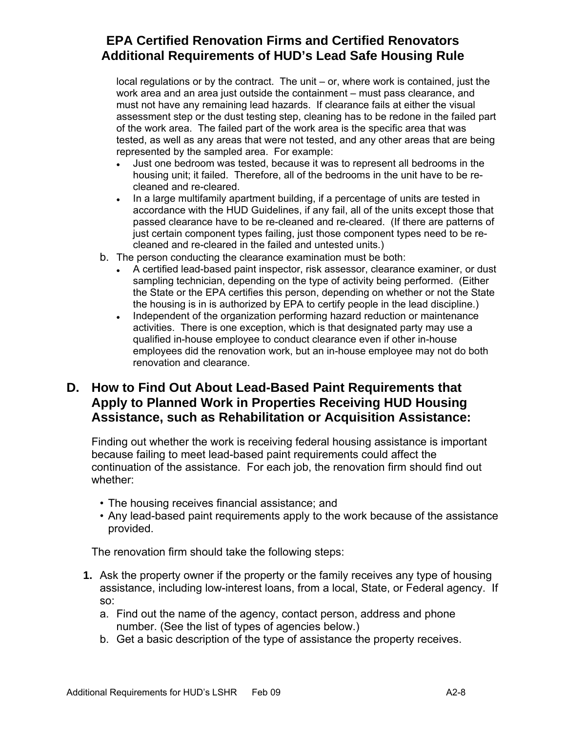local regulations or by the contract. The unit – or, where work is contained, just the work area and an area just outside the containment – must pass clearance, and must not have any remaining lead hazards. If clearance fails at either the visual assessment step or the dust testing step, cleaning has to be redone in the failed part of the work area. The failed part of the work area is the specific area that was tested, as well as any areas that were not tested, and any other areas that are being represented by the sampled area. For example:

- Just one bedroom was tested, because it was to represent all bedrooms in the housing unit; it failed. Therefore, all of the bedrooms in the unit have to be re-cleaned and re-cleared.
- In a large multifamily apartment building, if a percentage of units are tested in accordance with the HUD Guidelines, if any fail, all of the units except those that passed clearance have to be re-cleaned and re-cleared. (If there are patterns of just certain component types failing, just those component types need to be re-cleaned and re-cleared in the failed and untested units.)

b. The person conducting the clearance examination must be both:
   - A certified lead-based paint inspector, risk assessor, clearance examiner, or dust sampling technician, depending on the type of activity being performed. (Either the State or the EPA certifies this person, depending on whether or not the State the housing is in is authorized by EPA to certify people in the lead discipline.)
   - Independent of the organization performing hazard reduction or maintenance activities. There is one exception, which is that designated party may use a qualified in-house employee to conduct clearance even if other in-house employees did the renovation work, but an in-house employee may not do both renovation and clearance.

## D. How to Find Out About Lead-Based Paint Requirements that Apply to Planned Work in Properties Receiving HUD Housing Assistance, such as Rehabilitation or Acquisition Assistance:

Finding out whether the work is receiving federal housing assistance is important because failing to meet lead-based paint requirements could affect the continuation of the assistance. For each job, the renovation firm should find out whether:

- The housing receives financial assistance; and
- Any lead-based paint requirements apply to the work because of the assistance provided.

The renovation firm should take the following steps:

1. Ask the property owner if the property or the family receives any type of housing assistance, including low-interest loans, from a local, State, or Federal agency. If so:
   a. Find out the name of the agency, contact person, address and phone number. (See the list of types of agencies below.)
   b. Get a basic description of the type of assistance the property receives.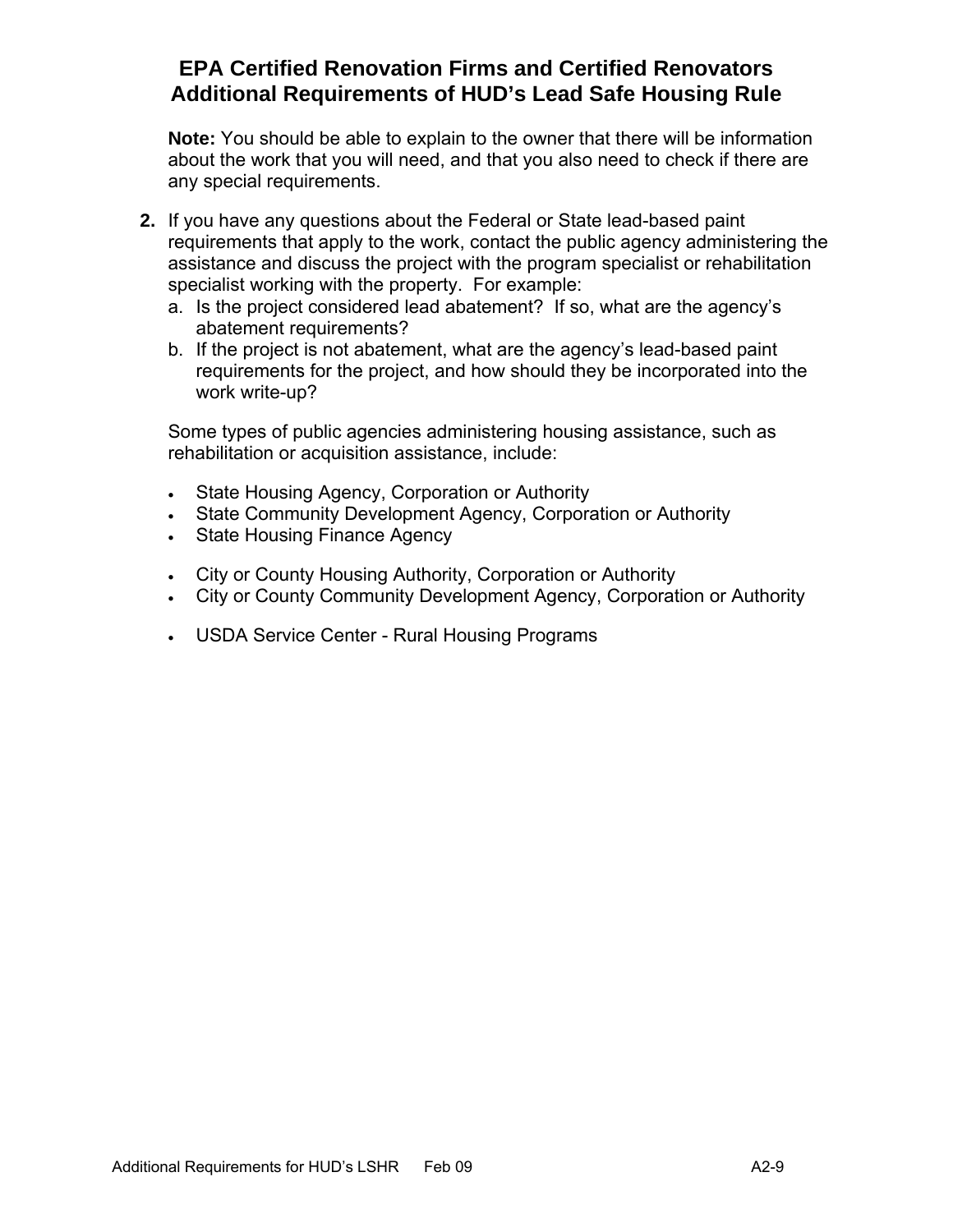# EPA Certified Renovation Firms and Certified Renovators Additional Requirements of HUD's Lead Safe Housing Rule

**Note:** You should be able to explain to the owner that there will be information about the work that you will need, and that you also need to check if there are any special requirements.

**2.** If you have any questions about the Federal or State lead-based paint requirements that apply to the work, contact the public agency administering the assistance and discuss the project with the program specialist or rehabilitation specialist working with the property. For example:

   a. Is the project considered lead abatement? If so, what are the agency's abatement requirements?
   
   b. If the project is not abatement, what are the agency's lead-based paint requirements for the project, and how should they be incorporated into the work write-up?

Some types of public agencies administering housing assistance, such as rehabilitation or acquisition assistance, include:

- State Housing Agency, Corporation or Authority
- State Community Development Agency, Corporation or Authority
- State Housing Finance Agency

- City or County Housing Authority, Corporation or Authority
- City or County Community Development Agency, Corporation or Authority

- USDA Service Center - Rural Housing Programs